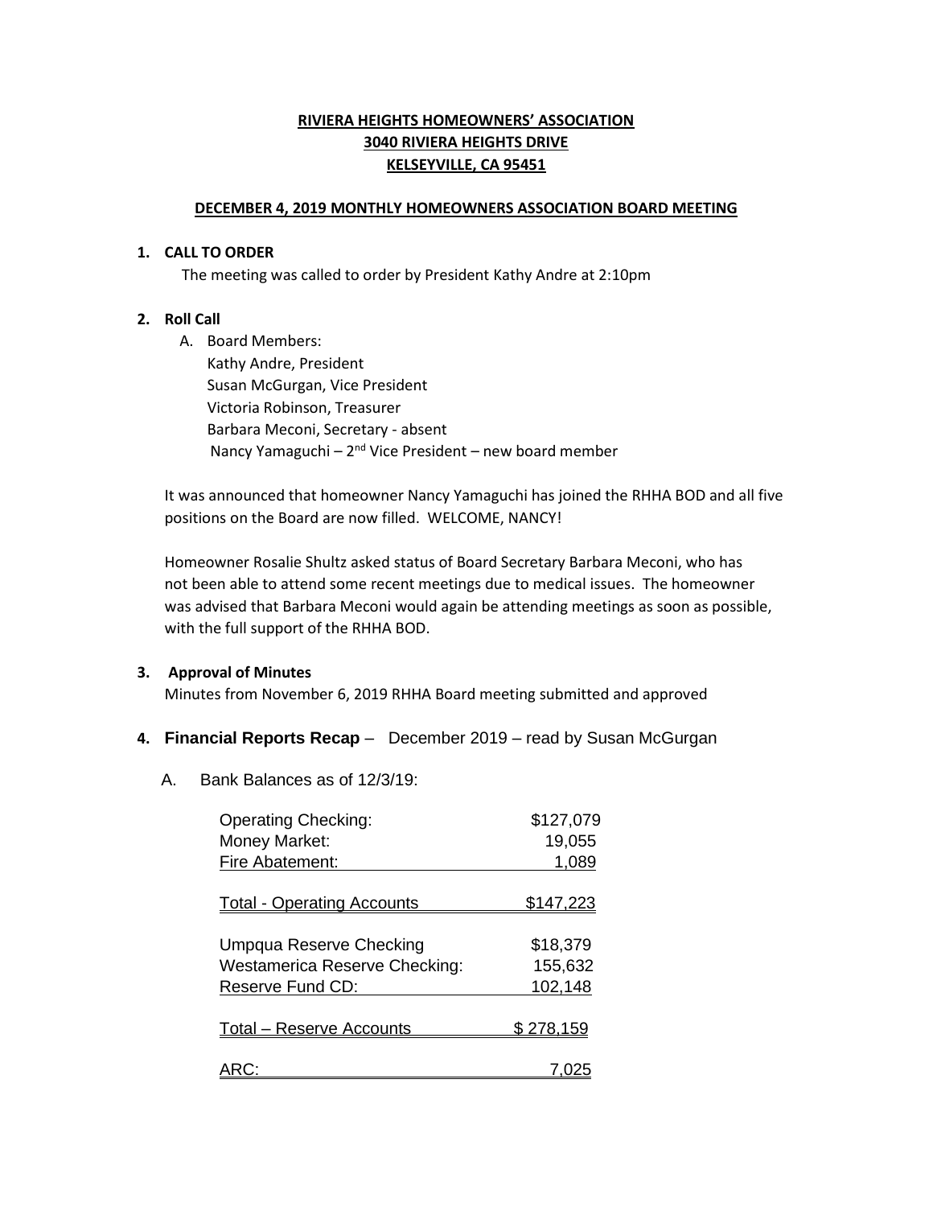**RIVIERA HEIGHTS HOMEOWNERS' ASSOCIATION**
**3040 RIVIERA HEIGHTS DRIVE**
**KELSEYVILLE, CA 95451**

**DECEMBER 4, 2019 MONTHLY HOMEOWNERS ASSOCIATION BOARD MEETING**

1. **CALL TO ORDER**
   The meeting was called to order by President Kathy Andre at 2:10pm

2. **Roll Call**
   A. Board Members:
      Kathy Andre, President
      Susan McGurgan, Vice President
      Victoria Robinson, Treasurer
      Barbara Meconi, Secretary - absent
      Nancy Yamaguchi – 2nd Vice President – new board member

   It was announced that homeowner Nancy Yamaguchi has joined the RHHA BOD and all five positions on the Board are now filled. WELCOME, NANCY!

   Homeowner Rosalie Shultz asked status of Board Secretary Barbara Meconi, who has not been able to attend some recent meetings due to medical issues. The homeowner was advised that Barbara Meconi would again be attending meetings as soon as possible, with the full support of the RHHA BOD.

3. **Approval of Minutes**
   Minutes from November 6, 2019 RHHA Board meeting submitted and approved

4. **Financial Reports Recap** – December 2019 – read by Susan McGurgan

   A. Bank Balances as of 12/3/19:

| | |
|---|---|
| Operating Checking: | $127,079 |
| Money Market: | 19,055 |
| Fire Abatement: | 1,089 |
| Total - Operating Accounts | $147,223 |
| Umpqua Reserve Checking | $18,379 |
| Westamerica Reserve Checking: | 155,632 |
| Reserve Fund CD: | 102,148 |
| Total – Reserve Accounts | $ 278,159 |
| ARC: | 7,025 |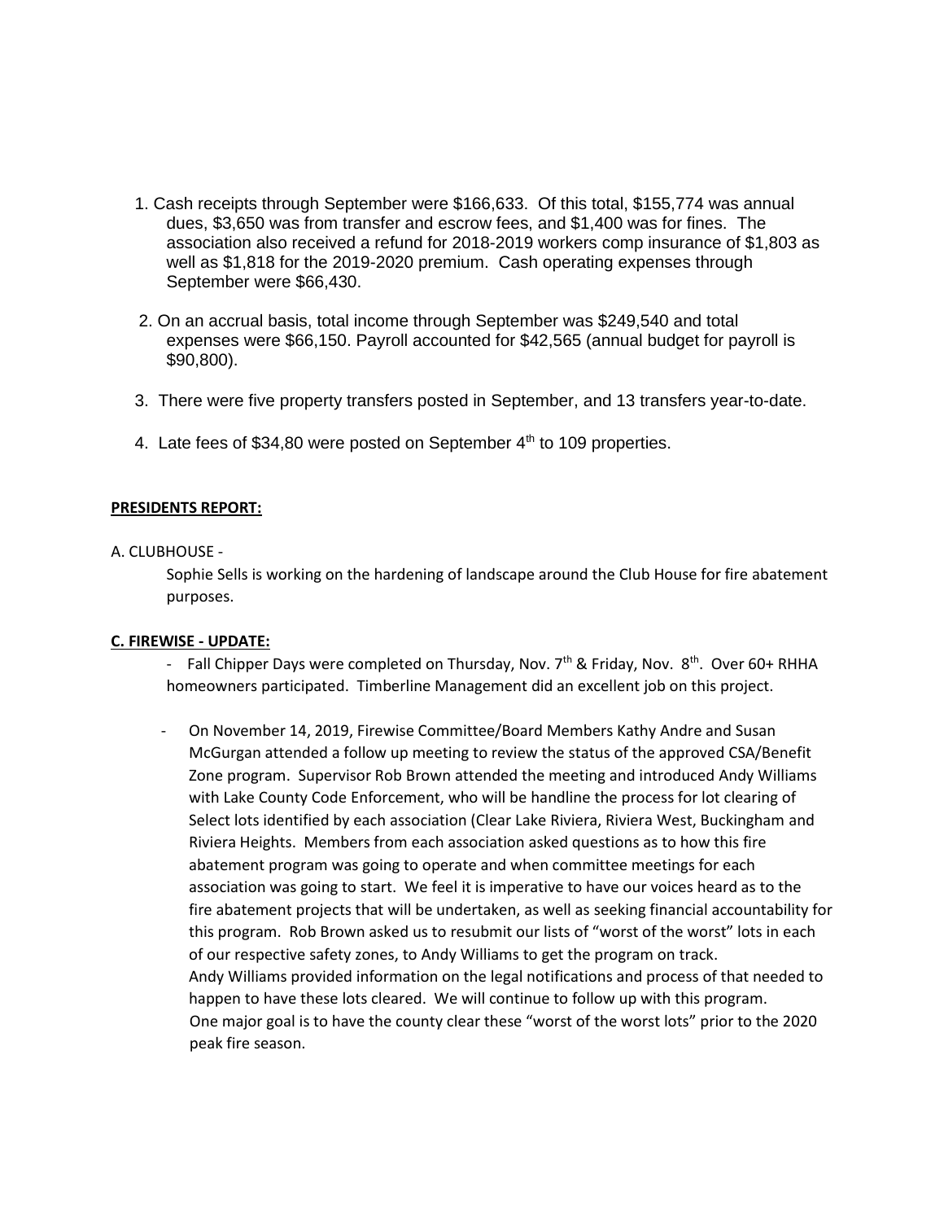1. Cash receipts through September were $166,633. Of this total, $155,774 was annual dues, $3,650 was from transfer and escrow fees, and $1,400 was for fines. The association also received a refund for 2018-2019 workers comp insurance of $1,803 as well as $1,818 for the 2019-2020 premium. Cash operating expenses through September were $66,430.

2. On an accrual basis, total income through September was $249,540 and total expenses were $66,150. Payroll accounted for $42,565 (annual budget for payroll is $90,800).

3. There were five property transfers posted in September, and 13 transfers year-to-date.

4. Late fees of $34,80 were posted on September 4th to 109 properties.

**PRESIDENTS REPORT:**

A. CLUBHOUSE -

Sophie Sells is working on the hardening of landscape around the Club House for fire abatement purposes.

**C. FIREWISE - UPDATE:**

- Fall Chipper Days were completed on Thursday, Nov. 7th & Friday, Nov. 8th. Over 60+ RHHA homeowners participated. Timberline Management did an excellent job on this project.

- On November 14, 2019, Firewise Committee/Board Members Kathy Andre and Susan McGurgan attended a follow up meeting to review the status of the approved CSA/Benefit Zone program. Supervisor Rob Brown attended the meeting and introduced Andy Williams with Lake County Code Enforcement, who will be handline the process for lot clearing of Select lots identified by each association (Clear Lake Riviera, Riviera West, Buckingham and Riviera Heights. Members from each association asked questions as to how this fire abatement program was going to operate and when committee meetings for each association was going to start. We feel it is imperative to have our voices heard as to the fire abatement projects that will be undertaken, as well as seeking financial accountability for this program. Rob Brown asked us to resubmit our lists of "worst of the worst" lots in each of our respective safety zones, to Andy Williams to get the program on track.
  Andy Williams provided information on the legal notifications and process of that needed to happen to have these lots cleared. We will continue to follow up with this program.
  One major goal is to have the county clear these "worst of the worst lots" prior to the 2020 peak fire season.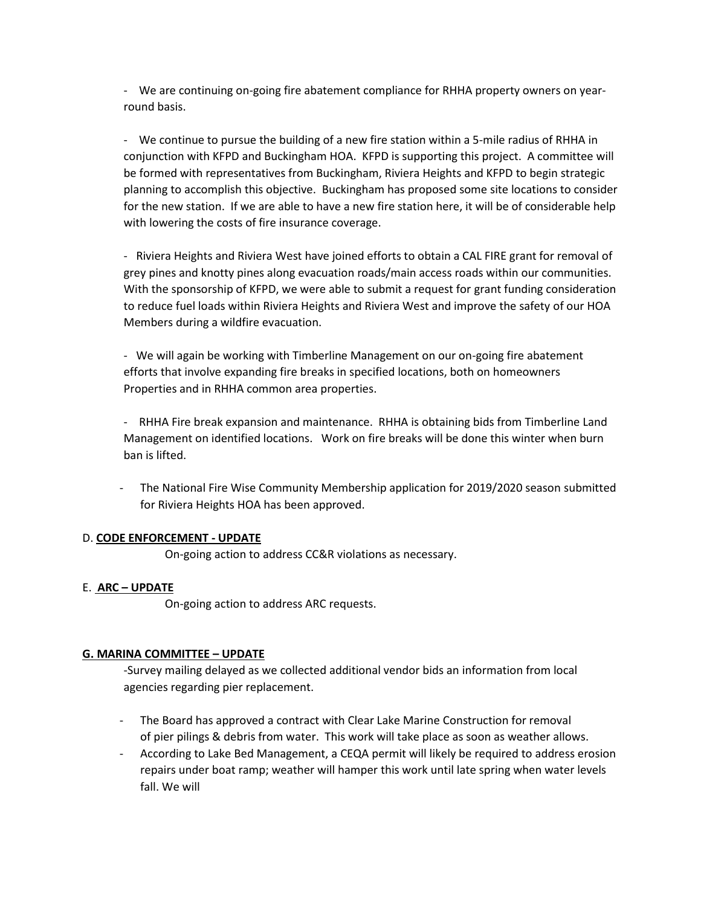- We are continuing on-going fire abatement compliance for RHHA property owners on year-round basis.

- We continue to pursue the building of a new fire station within a 5-mile radius of RHHA in conjunction with KFPD and Buckingham HOA. KFPD is supporting this project. A committee will be formed with representatives from Buckingham, Riviera Heights and KFPD to begin strategic planning to accomplish this objective. Buckingham has proposed some site locations to consider for the new station. If we are able to have a new fire station here, it will be of considerable help with lowering the costs of fire insurance coverage.

- Riviera Heights and Riviera West have joined efforts to obtain a CAL FIRE grant for removal of grey pines and knotty pines along evacuation roads/main access roads within our communities. With the sponsorship of KFPD, we were able to submit a request for grant funding consideration to reduce fuel loads within Riviera Heights and Riviera West and improve the safety of our HOA Members during a wildfire evacuation.

- We will again be working with Timberline Management on our on-going fire abatement efforts that involve expanding fire breaks in specified locations, both on homeowners Properties and in RHHA common area properties.

- RHHA Fire break expansion and maintenance. RHHA is obtaining bids from Timberline Land Management on identified locations. Work on fire breaks will be done this winter when burn ban is lifted.

- The National Fire Wise Community Membership application for 2019/2020 season submitted for Riviera Heights HOA has been approved.

D. **<u>CODE ENFORCEMENT - UPDATE</u>**

On-going action to address CC&R violations as necessary.

E. **<u>ARC – UPDATE</u>**

On-going action to address ARC requests.

**<u>G. MARINA COMMITTEE – UPDATE</u>**

-Survey mailing delayed as we collected additional vendor bids an information from local agencies regarding pier replacement.

- The Board has approved a contract with Clear Lake Marine Construction for removal of pier pilings & debris from water. This work will take place as soon as weather allows.
- According to Lake Bed Management, a CEQA permit will likely be required to address erosion repairs under boat ramp; weather will hamper this work until late spring when water levels fall. We will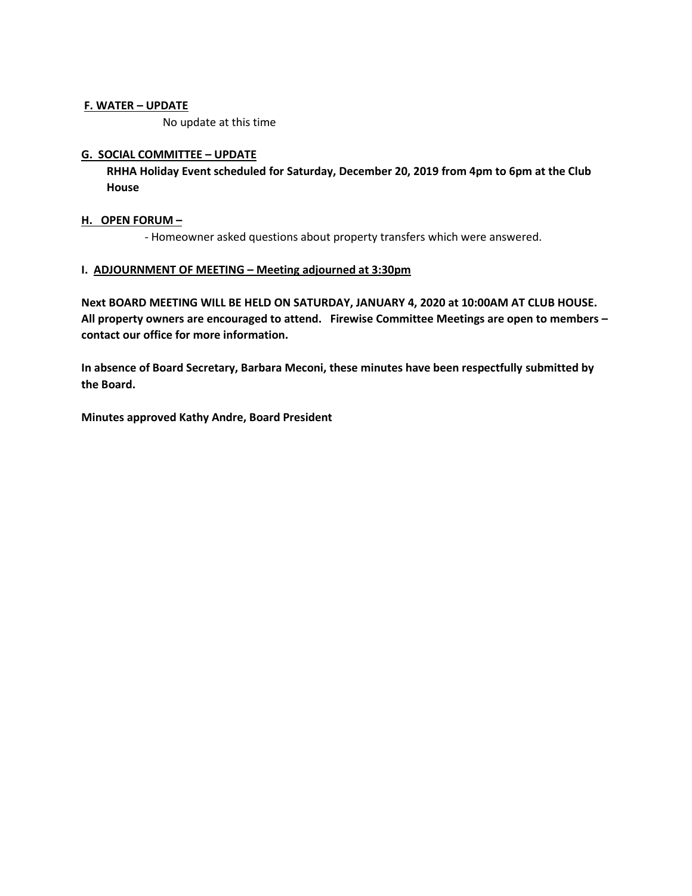**F. WATER – UPDATE**

No update at this time

**G. SOCIAL COMMITTEE – UPDATE**

**RHHA Holiday Event scheduled for Saturday, December 20, 2019 from 4pm to 6pm at the Club House**

**H. OPEN FORUM –**

- Homeowner asked questions about property transfers which were answered.

**I. ADJOURNMENT OF MEETING – Meeting adjourned at 3:30pm**

**Next BOARD MEETING WILL BE HELD ON SATURDAY, JANUARY 4, 2020 at 10:00AM AT CLUB HOUSE. All property owners are encouraged to attend. Firewise Committee Meetings are open to members – contact our office for more information.**

**In absence of Board Secretary, Barbara Meconi, these minutes have been respectfully submitted by the Board.**

**Minutes approved Kathy Andre, Board President**